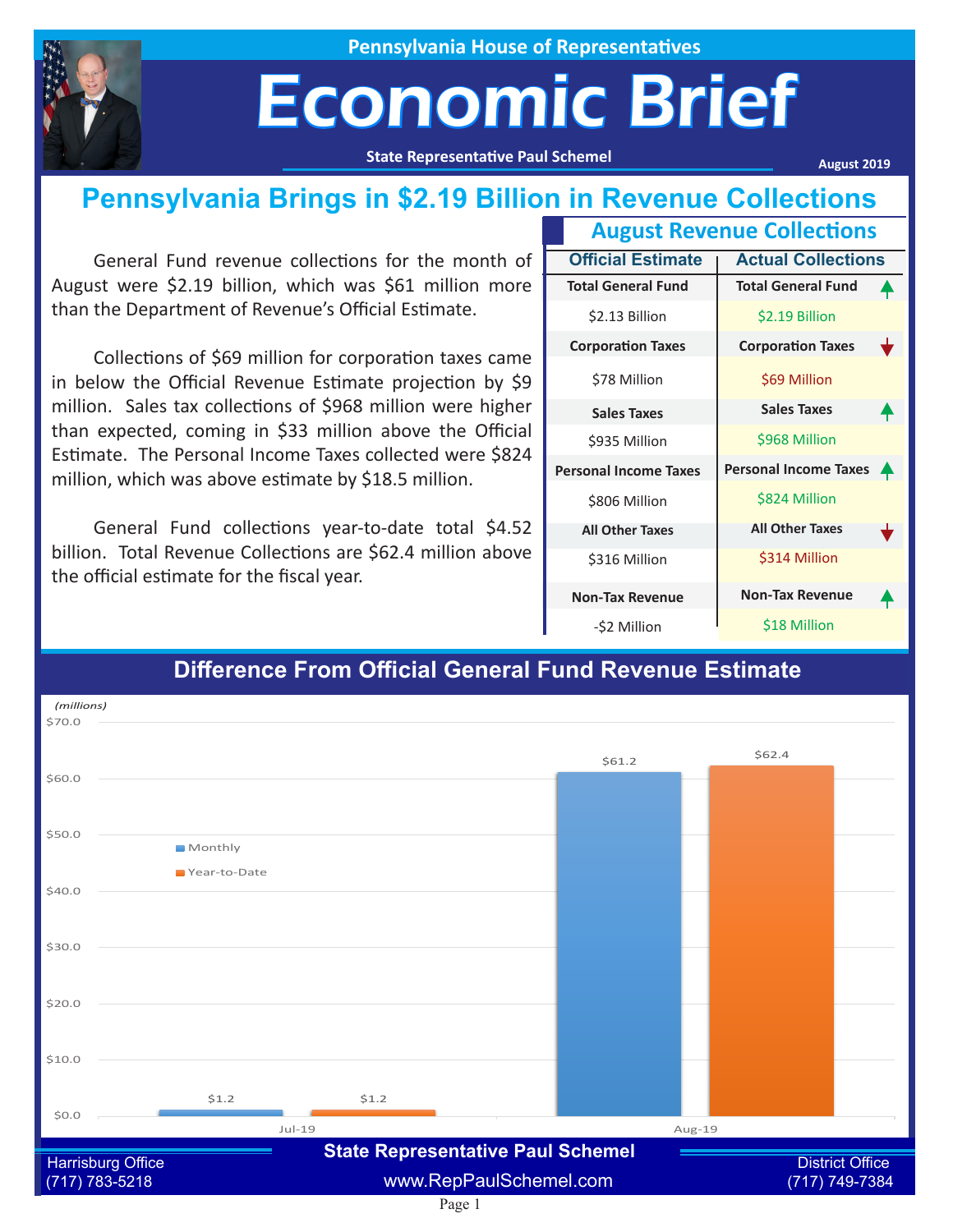Pennsylvania House of Representatives

# Economic Brief

State Representative Paul Schemel

August 2019

## Pennsylvania Brings in $2.19 Billion in Revenue Collections

General Fund revenue collections for the month of August were $2.19 billion, which was $61 million more than the Department of Revenue's Official Estimate.

Collections of $69 million for corporation taxes came in below the Official Revenue Estimate projection by $9 million. Sales tax collections of $968 million were higher than expected, coming in $33 million above the Official Estimate. The Personal Income Taxes collected were $824 million, which was above estimate by $18.5 million.

General Fund collections year-to-date total $4.52 billion. Total Revenue Collections are $62.4 million above the official estimate for the fiscal year.

### August Revenue Collections

| Official Estimate | Actual Collections |
|---|---|
| **Total General Fund** | **Total General Fund** ▲ |
| $2.13 Billion | $2.19 Billion |
| **Corporation Taxes** | **Corporation Taxes** ▼ |
| $78 Million | $69 Million |
| **Sales Taxes** | **Sales Taxes** ▲ |
| $935 Million | $968 Million |
| **Personal Income Taxes** | **Personal Income Taxes** ▲ |
| $806 Million | $824 Million |
| **All Other Taxes** | **All Other Taxes** ▼ |
| $316 Million | $314 Million |
| **Non-Tax Revenue** | **Non-Tax Revenue** ▲ |
| -$2 Million | $18 Million |

## Difference From Official General Fund Revenue Estimate

*(millions)*

| | Monthly | Year-to-Date |
|---|---|---|
| Jul-19 | $1.2 | $1.2 |
| Aug-19 | $61.2 | $62.4 |

State Representative Paul Schemel

Harrisburg Office (717) 783-5218

www.RepPaulSchemel.com

District Office (717) 749-7384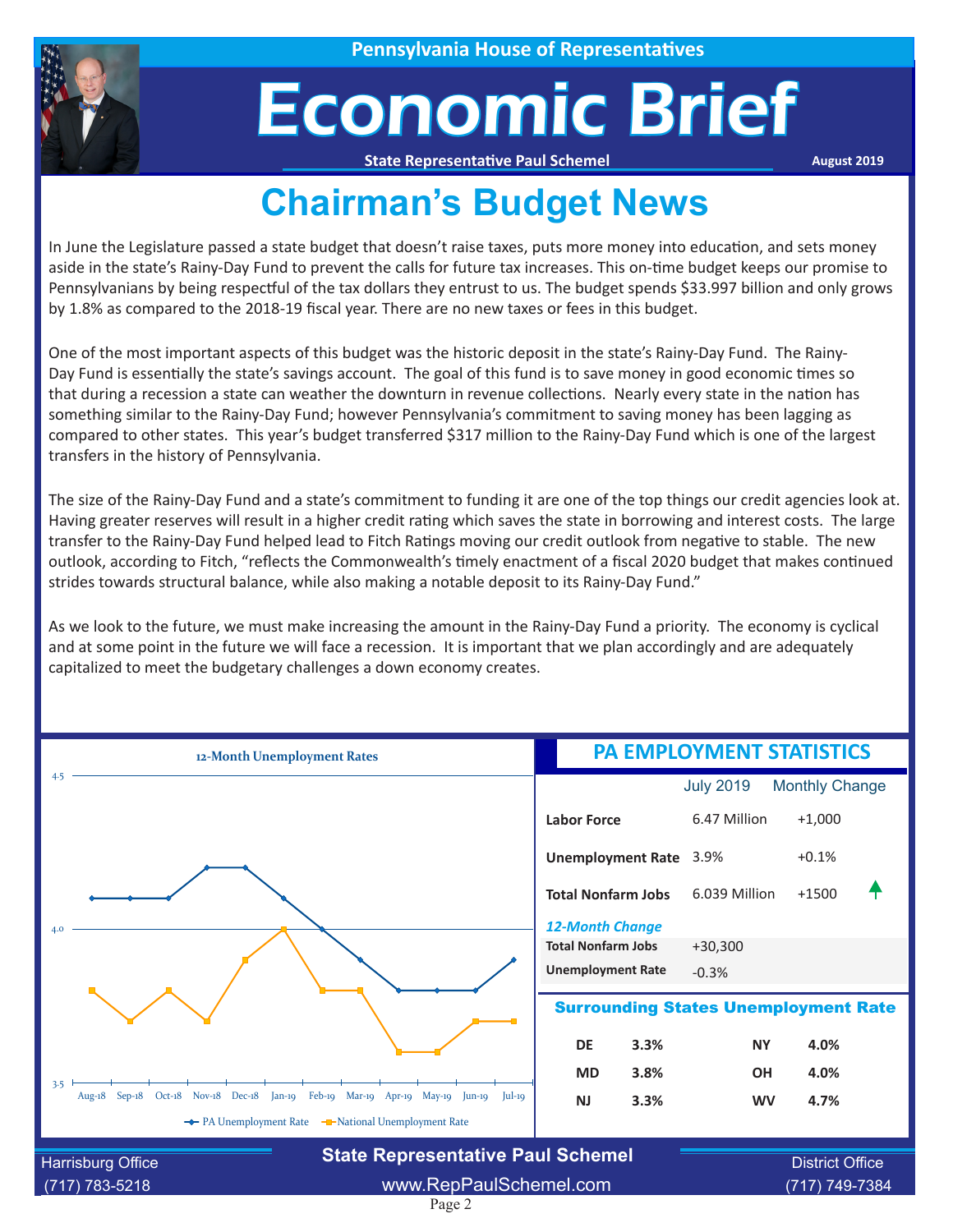Pennsylvania House of Representatives

# Economic Brief

State Representative Paul Schemel

August 2019

## Chairman's Budget News

In June the Legislature passed a state budget that doesn't raise taxes, puts more money into education, and sets money aside in the state's Rainy-Day Fund to prevent the calls for future tax increases. This on-time budget keeps our promise to Pennsylvanians by being respectful of the tax dollars they entrust to us. The budget spends $33.997 billion and only grows by 1.8% as compared to the 2018-19 fiscal year. There are no new taxes or fees in this budget.

One of the most important aspects of this budget was the historic deposit in the state's Rainy-Day Fund. The Rainy-Day Fund is essentially the state's savings account. The goal of this fund is to save money in good economic times so that during a recession a state can weather the downturn in revenue collections. Nearly every state in the nation has something similar to the Rainy-Day Fund; however Pennsylvania's commitment to saving money has been lagging as compared to other states. This year's budget transferred $317 million to the Rainy-Day Fund which is one of the largest transfers in the history of Pennsylvania.

The size of the Rainy-Day Fund and a state's commitment to funding it are one of the top things our credit agencies look at. Having greater reserves will result in a higher credit rating which saves the state in borrowing and interest costs. The large transfer to the Rainy-Day Fund helped lead to Fitch Ratings moving our credit outlook from negative to stable. The new outlook, according to Fitch, "reflects the Commonwealth's timely enactment of a fiscal 2020 budget that makes continued strides towards structural balance, while also making a notable deposit to its Rainy-Day Fund."

As we look to the future, we must make increasing the amount in the Rainy-Day Fund a priority. The economy is cyclical and at some point in the future we will face a recession. It is important that we plan accordingly and are adequately capitalized to meet the budgetary challenges a down economy creates.

12-Month Unemployment Rates

4.5
4.0
3.5

Aug-18 Sep-18 Oct-18 Nov-18 Dec-18 Jan-19 Feb-19 Mar-19 Apr-19 May-19 Jun-19 Jul-19

PA Unemployment Rate — National Unemployment Rate

### PA EMPLOYMENT STATISTICS

| | July 2019 | Monthly Change |
|---|---|---|
| **Labor Force** | 6.47 Million | +1,000 |
| **Unemployment Rate** | 3.9% | +0.1% |
| **Total Nonfarm Jobs** | 6.039 Million | +1500 |

*12-Month Change*

| | |
|---|---|
| **Total Nonfarm Jobs** | +30,300 |
| **Unemployment Rate** | -0.3% |

### Surrounding States Unemployment Rate

| | | | |
|---|---|---|---|
| **DE** | **3.3%** | **NY** | **4.0%** |
| **MD** | **3.8%** | **OH** | **4.0%** |
| **NJ** | **3.3%** | **WV** | **4.7%** |

Harrisburg Office (717) 783-5218

**State Representative Paul Schemel**
www.RepPaulSchemel.com

District Office (717) 749-7384